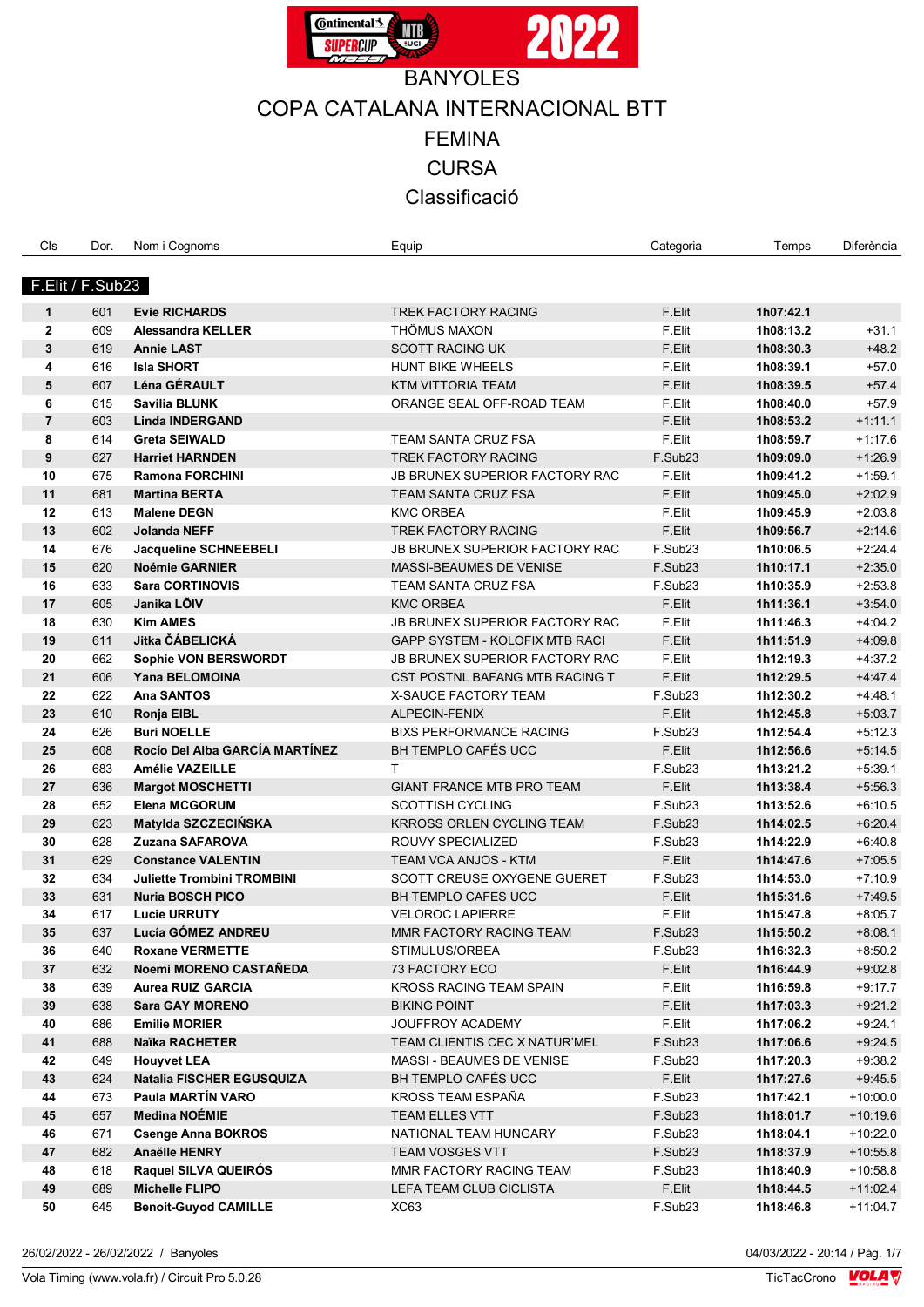# BANYOLES

## COPA CATALANA INTERNACIONAL BTT

## FEMINA

## CURSA

## Classificació

| Cls | Dor. | Nom i Cognoms | Equip | Categoria | Temps | Diferència |
|---|---|---|---|---|---|---|
| **F.Elit / F.Sub23** | | | | | | |
| **1** | 601 | **Evie RICHARDS** | TREK FACTORY RACING | F.Elit | **1h07:42.1** | |
| **2** | 609 | **Alessandra KELLER** | THÖMUS MAXON | F.Elit | **1h08:13.2** | +31.1 |
| **3** | 619 | **Annie LAST** | SCOTT RACING UK | F.Elit | **1h08:30.3** | +48.2 |
| **4** | 616 | **Isla SHORT** | HUNT BIKE WHEELS | F.Elit | **1h08:39.1** | +57.0 |
| **5** | 607 | **Léna GÉRAULT** | KTM VITTORIA TEAM | F.Elit | **1h08:39.5** | +57.4 |
| **6** | 615 | **Savilia BLUNK** | ORANGE SEAL OFF-ROAD TEAM | F.Elit | **1h08:40.0** | +57.9 |
| **7** | 603 | **Linda INDERGAND** | | F.Elit | **1h08:53.2** | +1:11.1 |
| **8** | 614 | **Greta SEIWALD** | TEAM SANTA CRUZ FSA | F.Elit | **1h08:59.7** | +1:17.6 |
| **9** | 627 | **Harriet HARNDEN** | TREK FACTORY RACING | F.Sub23 | **1h09:09.0** | +1:26.9 |
| **10** | 675 | **Ramona FORCHINI** | JB BRUNEX SUPERIOR FACTORY RAC | F.Elit | **1h09:41.2** | +1:59.1 |
| **11** | 681 | **Martina BERTA** | TEAM SANTA CRUZ FSA | F.Elit | **1h09:45.0** | +2:02.9 |
| **12** | 613 | **Malene DEGN** | KMC ORBEA | F.Elit | **1h09:45.9** | +2:03.8 |
| **13** | 602 | **Jolanda NEFF** | TREK FACTORY RACING | F.Elit | **1h09:56.7** | +2:14.6 |
| **14** | 676 | **Jacqueline SCHNEEBELI** | JB BRUNEX SUPERIOR FACTORY RAC | F.Sub23 | **1h10:06.5** | +2:24.4 |
| **15** | 620 | **Noémie GARNIER** | MASSI-BEAUMES DE VENISE | F.Sub23 | **1h10:17.1** | +2:35.0 |
| **16** | 633 | **Sara CORTINOVIS** | TEAM SANTA CRUZ FSA | F.Sub23 | **1h10:35.9** | +2:53.8 |
| **17** | 605 | **Janika LÕIV** | KMC ORBEA | F.Elit | **1h11:36.1** | +3:54.0 |
| **18** | 630 | **Kim AMES** | JB BRUNEX SUPERIOR FACTORY RAC | F.Elit | **1h11:46.3** | +4:04.2 |
| **19** | 611 | **Jitka ČÁBELICKÁ** | GAPP SYSTEM - KOLOFIX MTB RACI | F.Elit | **1h11:51.9** | +4:09.8 |
| **20** | 662 | **Sophie VON BERSWORDT** | JB BRUNEX SUPERIOR FACTORY RAC | F.Elit | **1h12:19.3** | +4:37.2 |
| **21** | 606 | **Yana BELOMOINA** | CST POSTNL BAFANG MTB RACING T | F.Elit | **1h12:29.5** | +4:47.4 |
| **22** | 622 | **Ana SANTOS** | X-SAUCE FACTORY TEAM | F.Sub23 | **1h12:30.2** | +4:48.1 |
| **23** | 610 | **Ronja EIBL** | ALPECIN-FENIX | F.Elit | **1h12:45.8** | +5:03.7 |
| **24** | 626 | **Buri NOELLE** | BIXS PERFORMANCE RACING | F.Sub23 | **1h12:54.4** | +5:12.3 |
| **25** | 608 | **Rocío Del Alba GARCÍA MARTÍNEZ** | BH TEMPLO CAFÉS UCC | F.Elit | **1h12:56.6** | +5:14.5 |
| **26** | 683 | **Amélie VAZEILLE** | T | F.Sub23 | **1h13:21.2** | +5:39.1 |
| **27** | 636 | **Margot MOSCHETTI** | GIANT FRANCE MTB PRO TEAM | F.Elit | **1h13:38.4** | +5:56.3 |
| **28** | 652 | **Elena MCGORUM** | SCOTTISH CYCLING | F.Sub23 | **1h13:52.6** | +6:10.5 |
| **29** | 623 | **Matylda SZCZECIŃSKA** | KRROSS ORLEN CYCLING TEAM | F.Sub23 | **1h14:02.5** | +6:20.4 |
| **30** | 628 | **Zuzana SAFAROVA** | ROUVY SPECIALIZED | F.Sub23 | **1h14:22.9** | +6:40.8 |
| **31** | 629 | **Constance VALENTIN** | TEAM VCA ANJOS - KTM | F.Elit | **1h14:47.6** | +7:05.5 |
| **32** | 634 | **Juliette Trombini TROMBINI** | SCOTT CREUSE OXYGENE GUERET | F.Sub23 | **1h14:53.0** | +7:10.9 |
| **33** | 631 | **Nuria BOSCH PICO** | BH TEMPLO CAFES UCC | F.Elit | **1h15:31.6** | +7:49.5 |
| **34** | 617 | **Lucie URRUTY** | VELOROC LAPIERRE | F.Elit | **1h15:47.8** | +8:05.7 |
| **35** | 637 | **Lucía GÓMEZ ANDREU** | MMR FACTORY RACING TEAM | F.Sub23 | **1h15:50.2** | +8:08.1 |
| **36** | 640 | **Roxane VERMETTE** | STIMULUS/ORBEA | F.Sub23 | **1h16:32.3** | +8:50.2 |
| **37** | 632 | **Noemi MORENO CASTAÑEDA** | 73 FACTORY ECO | F.Elit | **1h16:44.9** | +9:02.8 |
| **38** | 639 | **Aurea RUIZ GARCIA** | KROSS RACING TEAM SPAIN | F.Elit | **1h16:59.8** | +9:17.7 |
| **39** | 638 | **Sara GAY MORENO** | BIKING POINT | F.Elit | **1h17:03.3** | +9:21.2 |
| **40** | 686 | **Emilie MORIER** | JOUFFROY ACADEMY | F.Elit | **1h17:06.2** | +9:24.1 |
| **41** | 688 | **Naïka RACHETER** | TEAM CLIENTIS CEC X NATUR'MEL | F.Sub23 | **1h17:06.6** | +9:24.5 |
| **42** | 649 | **Houyvet LEA** | MASSI - BEAUMES DE VENISE | F.Sub23 | **1h17:20.3** | +9:38.2 |
| **43** | 624 | **Natalia FISCHER EGUSQUIZA** | BH TEMPLO CAFÉS UCC | F.Elit | **1h17:27.6** | +9:45.5 |
| **44** | 673 | **Paula MARTÍN VARO** | KROSS TEAM ESPAÑA | F.Sub23 | **1h17:42.1** | +10:00.0 |
| **45** | 657 | **Medina NOÉMIE** | TEAM ELLES VTT | F.Sub23 | **1h18:01.7** | +10:19.6 |
| **46** | 671 | **Csenge Anna BOKROS** | NATIONAL TEAM HUNGARY | F.Sub23 | **1h18:04.1** | +10:22.0 |
| **47** | 682 | **Anaëlle HENRY** | TEAM VOSGES VTT | F.Sub23 | **1h18:37.9** | +10:55.8 |
| **48** | 618 | **Raquel SILVA QUEIRÓS** | MMR FACTORY RACING TEAM | F.Sub23 | **1h18:40.9** | +10:58.8 |
| **49** | 689 | **Michelle FLIPO** | LEFA TEAM CLUB CICLISTA | F.Elit | **1h18:44.5** | +11:02.4 |
| **50** | 645 | **Benoit-Guyod CAMILLE** | XC63 | F.Sub23 | **1h18:46.8** | +11:04.7 |

26/02/2022 - 26/02/2022 / Banyoles

04/03/2022 - 20:14

Vola Timing (www.vola.fr) / Circuit Pro 5.0.28

TicTacCrono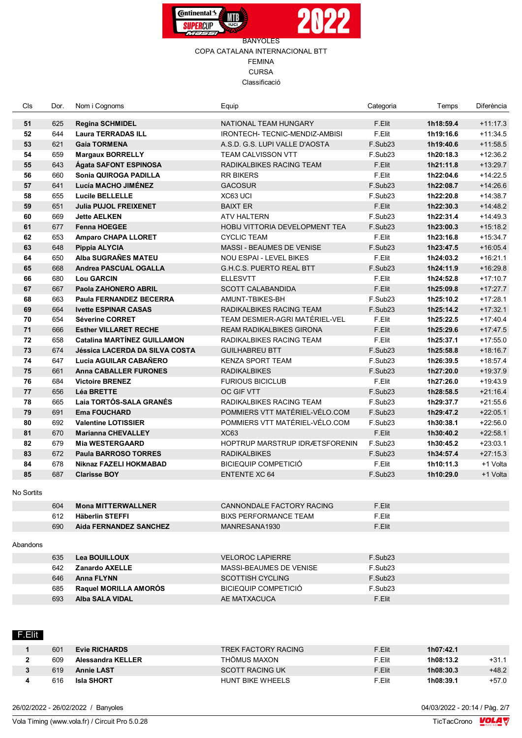BANYOLES
COPA CATALANA INTERNACIONAL BTT
FEMINA
CURSA
Classificació

| Cls | Dor. | Nom i Cognoms | Equip | Categoria | Temps | Diferència |
|---|---|---|---|---|---|---|
| 51 | 625 | **Regina SCHMIDEL** | NATIONAL TEAM HUNGARY | F.Elit | **1h18:59.4** | +11:17.3 |
| 52 | 644 | **Laura TERRADAS ILL** | IRONTECH- TECNIC-MENDIZ-AMBISI | F.Elit | **1h19:16.6** | +11:34.5 |
| 53 | 621 | **Gaia TORMENA** | A.S.D. G.S. LUPI VALLE D'AOSTA | F.Sub23 | **1h19:40.6** | +11:58.5 |
| 54 | 659 | **Margaux BORRELLY** | TEAM CALVISSON VTT | F.Sub23 | **1h20:18.3** | +12:36.2 |
| 55 | 643 | **Ágata SAFONT ESPINOSA** | RADIKALBIKES RACING TEAM | F.Elit | **1h21:11.8** | +13:29.7 |
| 56 | 660 | **Sonia QUIROGA PADILLA** | RR BIKERS | F.Elit | **1h22:04.6** | +14:22.5 |
| 57 | 641 | **Lucía MACHO JIMÉNEZ** | GACOSUR | F.Sub23 | **1h22:08.7** | +14:26.6 |
| 58 | 655 | **Lucile BELLELLE** | XC63 UCI | F.Sub23 | **1h22:20.8** | +14:38.7 |
| 59 | 651 | **Julia PUJOL FREIXENET** | BAIXT ER | F.Elit | **1h22:30.3** | +14:48.2 |
| 60 | 669 | **Jette AELKEN** | ATV HALTERN | F.Sub23 | **1h22:31.4** | +14:49.3 |
| 61 | 677 | **Fenna HOEGEE** | HOBIJ VITTORIA DEVELOPMENT TEA | F.Sub23 | **1h23:00.3** | +15:18.2 |
| 62 | 653 | **Amparo CHAPA LLORET** | CYCLIC TEAM | F.Elit | **1h23:16.8** | +15:34.7 |
| 63 | 648 | **Pippia ALYCIA** | MASSI - BEAUMES DE VENISE | F.Sub23 | **1h23:47.5** | +16:05.4 |
| 64 | 650 | **Alba SUGRAÑES MATEU** | NOU ESPAI - LEVEL BIKES | F.Elit | **1h24:03.2** | +16:21.1 |
| 65 | 668 | **Andrea PASCUAL OGALLA** | G.H.C.S. PUERTO REAL BTT | F.Sub23 | **1h24:11.9** | +16:29.8 |
| 66 | 680 | **Lou GARCIN** | ELLESVTT | F.Elit | **1h24:52.8** | +17:10.7 |
| 67 | 667 | **Paola ZAHONERO ABRIL** | SCOTT CALABANDIDA | F.Elit | **1h25:09.8** | +17:27.7 |
| 68 | 663 | **Paula FERNANDEZ BECERRA** | AMUNT-TBIKES-BH | F.Sub23 | **1h25:10.2** | +17:28.1 |
| 69 | 664 | **Ivette ESPINAR CASAS** | RADIKALBIKES RACING TEAM | F.Sub23 | **1h25:14.2** | +17:32.1 |
| 70 | 654 | **Séverine CORTET** | TEAM DESMIER-AGRI MATÉRIEL-VEL | F.Elit | **1h25:22.5** | +17:40.4 |
| 71 | 666 | **Esther VILLARET RECHE** | REAM RADIKALBIKES GIRONA | F.Elit | **1h25:29.6** | +17:47.5 |
| 72 | 658 | **Catalina MARTÍNEZ GUILLAMON** | RADIKALBIKES RACING TEAM | F.Elit | **1h25:37.1** | +17:55.0 |
| 73 | 674 | **Jéssica LACERDA DA SILVA COSTA** | GUILHABREU BTT | F.Sub23 | **1h25:58.8** | +18:16.7 |
| 74 | 647 | **Lucia AGUILAR CABAÑERO** | KENZA SPORT TEAM | F.Sub23 | **1h26:39.5** | +18:57.4 |
| 75 | 661 | **Anna CABALLER FURONES** | RADIKALBIKES | F.Sub23 | **1h27:20.0** | +19:37.9 |
| 76 | 684 | **Victoire BRENEZ** | FURIOUS BICICLUB | F.Elit | **1h27:26.0** | +19:43.9 |
| 77 | 656 | **Léa BRETTE** | OC GIF VTT | F.Sub23 | **1h28:58.5** | +21:16.4 |
| 78 | 665 | **Laia TORTÓS-SALA GRANÉS** | RADIKALBIKES RACING TEAM | F.Sub23 | **1h29:37.7** | +21:55.6 |
| 79 | 691 | **Ema FOUCHARD** | POMMIERS VTT MATÉRIEL-VÉLO.COM | F.Sub23 | **1h29:47.2** | +22:05.1 |
| 80 | 692 | **Valentine LOTISSIER** | POMMIERS VTT MATÉRIEL-VÉLO.COM | F.Sub23 | **1h30:38.1** | +22:56.0 |
| 81 | 670 | **Marianna CHEVALLEY** | XC63 | F.Elit | **1h30:40.2** | +22:58.1 |
| 82 | 679 | **Mia WESTERGAARD** | HOPTRUP MARSTRUP IDRÆTSFORENIN | F.Sub23 | **1h30:45.2** | +23:03.1 |
| 83 | 672 | **Paula BARROSO TORRES** | RADIKALBIKES | F.Sub23 | **1h34:57.4** | +27:15.3 |
| 84 | 678 | **Niknaz FAZELI HOKMABAD** | BICIEQUIP COMPETICIÓ | F.Elit | **1h10:11.3** | +1 Volta |
| 85 | 687 | **Clarisse BOY** | ENTENTE XC 64 | F.Sub23 | **1h10:29.0** | +1 Volta |

No Sortits

| Cls | Dor. | Nom i Cognoms | Equip | Categoria | Temps | Diferència |
|---|---|---|---|---|---|---|
| | 604 | **Mona MITTERWALLNER** | CANNONDALE FACTORY RACING | F.Elit | | |
| | 612 | **Häberlin STEFFI** | BIXS PERFORMANCE TEAM | F.Elit | | |
| | 690 | **Aida FERNANDEZ SANCHEZ** | MANRESANA1930 | F.Elit | | |

Abandons

| Cls | Dor. | Nom i Cognoms | Equip | Categoria | Temps | Diferència |
|---|---|---|---|---|---|---|
| | 635 | **Lea BOUILLOUX** | VELOROC LAPIERRE | F.Sub23 | | |
| | 642 | **Zanardo AXELLE** | MASSI-BEAUMES DE VENISE | F.Sub23 | | |
| | 646 | **Anna FLYNN** | SCOTTISH CYCLING | F.Sub23 | | |
| | 685 | **Raquel MORILLA AMORÓS** | BICIEQUIP COMPETICIÓ | F.Sub23 | | |
| | 693 | **Alba SALA VIDAL** | AE MATXACUCA | F.Elit | | |

## F.Elit

| Cls | Dor. | Nom i Cognoms | Equip | Categoria | Temps | Diferència |
|---|---|---|---|---|---|---|
| 1 | 601 | **Evie RICHARDS** | TREK FACTORY RACING | F.Elit | **1h07:42.1** | |
| 2 | 609 | **Alessandra KELLER** | THÖMUS MAXON | F.Elit | **1h08:13.2** | +31.1 |
| 3 | 619 | **Annie LAST** | SCOTT RACING UK | F.Elit | **1h08:30.3** | +48.2 |
| 4 | 616 | **Isla SHORT** | HUNT BIKE WHEELS | F.Elit | **1h08:39.1** | +57.0 |

26/02/2022 - 26/02/2022 / Banyoles — 04/03/2022 - 20:14

Vola Timing (www.vola.fr) / Circuit Pro 5.0.28 — TicTacCrono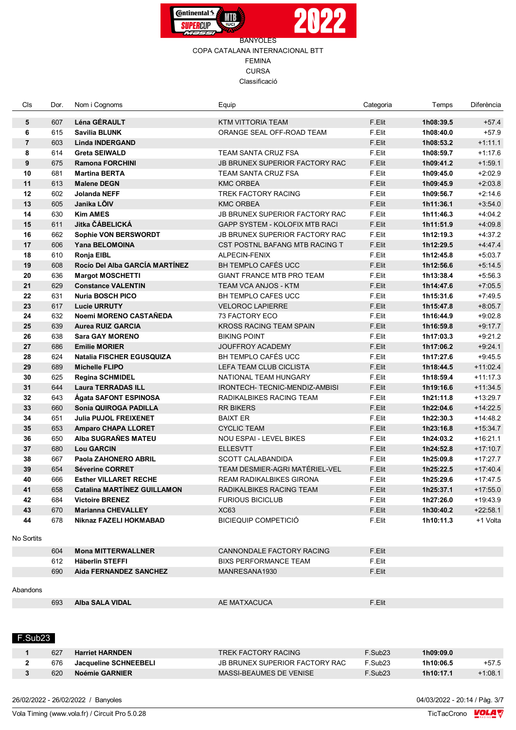BANYOLES

COPA CATALANA INTERNACIONAL BTT

FEMINA

CURSA

Classificació

| Cls | Dor. | Nom i Cognoms | Equip | Categoria | Temps | Diferència |
|---|---|---|---|---|---|---|
| **5** | 607 | **Léna GÉRAULT** | KTM VITTORIA TEAM | F.Elit | **1h08:39.5** | +57.4 |
| **6** | 615 | **Savilia BLUNK** | ORANGE SEAL OFF-ROAD TEAM | F.Elit | **1h08:40.0** | +57.9 |
| **7** | 603 | **Linda INDERGAND** | | F.Elit | **1h08:53.2** | +1:11.1 |
| **8** | 614 | **Greta SEIWALD** | TEAM SANTA CRUZ FSA | F.Elit | **1h08:59.7** | +1:17.6 |
| **9** | 675 | **Ramona FORCHINI** | JB BRUNEX SUPERIOR FACTORY RAC | F.Elit | **1h09:41.2** | +1:59.1 |
| **10** | 681 | **Martina BERTA** | TEAM SANTA CRUZ FSA | F.Elit | **1h09:45.0** | +2:02.9 |
| **11** | 613 | **Malene DEGN** | KMC ORBEA | F.Elit | **1h09:45.9** | +2:03.8 |
| **12** | 602 | **Jolanda NEFF** | TREK FACTORY RACING | F.Elit | **1h09:56.7** | +2:14.6 |
| **13** | 605 | **Janika LÕIV** | KMC ORBEA | F.Elit | **1h11:36.1** | +3:54.0 |
| **14** | 630 | **Kim AMES** | JB BRUNEX SUPERIOR FACTORY RAC | F.Elit | **1h11:46.3** | +4:04.2 |
| **15** | 611 | **Jitka ČÁBELICKÁ** | GAPP SYSTEM - KOLOFIX MTB RACI | F.Elit | **1h11:51.9** | +4:09.8 |
| **16** | 662 | **Sophie VON BERSWORDT** | JB BRUNEX SUPERIOR FACTORY RAC | F.Elit | **1h12:19.3** | +4:37.2 |
| **17** | 606 | **Yana BELOMOINA** | CST POSTNL BAFANG MTB RACING T | F.Elit | **1h12:29.5** | +4:47.4 |
| **18** | 610 | **Ronja EIBL** | ALPECIN-FENIX | F.Elit | **1h12:45.8** | +5:03.7 |
| **19** | 608 | **Rocío Del Alba GARCÍA MARTÍNEZ** | BH TEMPLO CAFÉS UCC | F.Elit | **1h12:56.6** | +5:14.5 |
| **20** | 636 | **Margot MOSCHETTI** | GIANT FRANCE MTB PRO TEAM | F.Elit | **1h13:38.4** | +5:56.3 |
| **21** | 629 | **Constance VALENTIN** | TEAM VCA ANJOS - KTM | F.Elit | **1h14:47.6** | +7:05.5 |
| **22** | 631 | **Nuria BOSCH PICO** | BH TEMPLO CAFES UCC | F.Elit | **1h15:31.6** | +7:49.5 |
| **23** | 617 | **Lucie URRUTY** | VELOROC LAPIERRE | F.Elit | **1h15:47.8** | +8:05.7 |
| **24** | 632 | **Noemi MORENO CASTAÑEDA** | 73 FACTORY ECO | F.Elit | **1h16:44.9** | +9:02.8 |
| **25** | 639 | **Aurea RUIZ GARCIA** | KROSS RACING TEAM SPAIN | F.Elit | **1h16:59.8** | +9:17.7 |
| **26** | 638 | **Sara GAY MORENO** | BIKING POINT | F.Elit | **1h17:03.3** | +9:21.2 |
| **27** | 686 | **Emilie MORIER** | JOUFFROY ACADEMY | F.Elit | **1h17:06.2** | +9:24.1 |
| **28** | 624 | **Natalia FISCHER EGUSQUIZA** | BH TEMPLO CAFÉS UCC | F.Elit | **1h17:27.6** | +9:45.5 |
| **29** | 689 | **Michelle FLIPO** | LEFA TEAM CLUB CICLISTA | F.Elit | **1h18:44.5** | +11:02.4 |
| **30** | 625 | **Regina SCHMIDEL** | NATIONAL TEAM HUNGARY | F.Elit | **1h18:59.4** | +11:17.3 |
| **31** | 644 | **Laura TERRADAS ILL** | IRONTECH- TECNIC-MENDIZ-AMBISI | F.Elit | **1h19:16.6** | +11:34.5 |
| **32** | 643 | **Ágata SAFONT ESPINOSA** | RADIKALBIKES RACING TEAM | F.Elit | **1h21:11.8** | +13:29.7 |
| **33** | 660 | **Sonia QUIROGA PADILLA** | RR BIKERS | F.Elit | **1h22:04.6** | +14:22.5 |
| **34** | 651 | **Julia PUJOL FREIXENET** | BAIXT ER | F.Elit | **1h22:30.3** | +14:48.2 |
| **35** | 653 | **Amparo CHAPA LLORET** | CYCLIC TEAM | F.Elit | **1h23:16.8** | +15:34.7 |
| **36** | 650 | **Alba SUGRAÑES MATEU** | NOU ESPAI - LEVEL BIKES | F.Elit | **1h24:03.2** | +16:21.1 |
| **37** | 680 | **Lou GARCIN** | ELLESVTT | F.Elit | **1h24:52.8** | +17:10.7 |
| **38** | 667 | **Paola ZAHONERO ABRIL** | SCOTT CALABANDIDA | F.Elit | **1h25:09.8** | +17:27.7 |
| **39** | 654 | **Séverine CORRET** | TEAM DESMIER-AGRI MATÉRIEL-VEL | F.Elit | **1h25:22.5** | +17:40.4 |
| **40** | 666 | **Esther VILLARET RECHE** | REAM RADIKALBIKES GIRONA | F.Elit | **1h25:29.6** | +17:47.5 |
| **41** | 658 | **Catalina MARTÍNEZ GUILLAMON** | RADIKALBIKES RACING TEAM | F.Elit | **1h25:37.1** | +17:55.0 |
| **42** | 684 | **Victoire BRENEZ** | FURIOUS BICICLUB | F.Elit | **1h27:26.0** | +19:43.9 |
| **43** | 670 | **Marianna CHEVALLEY** | XC63 | F.Elit | **1h30:40.2** | +22:58.1 |
| **44** | 678 | **Niknaz FAZELI HOKMABAD** | BICIEQUIP COMPETICIÓ | F.Elit | **1h10:11.3** | +1 Volta |

No Sortits

| Cls | Dor. | Nom i Cognoms | Equip | Categoria |
|---|---|---|---|---|
| | 604 | **Mona MITTERWALLNER** | CANNONDALE FACTORY RACING | F.Elit |
| | 612 | **Häberlin STEFFI** | BIXS PERFORMANCE TEAM | F.Elit |
| | 690 | **Aida FERNANDEZ SANCHEZ** | MANRESANA1930 | F.Elit |

Abandons

| Cls | Dor. | Nom i Cognoms | Equip | Categoria |
|---|---|---|---|---|
| | 693 | **Alba SALA VIDAL** | AE MATXACUCA | F.Elit |

## F.Sub23

| Cls | Dor. | Nom i Cognoms | Equip | Categoria | Temps | Diferència |
|---|---|---|---|---|---|---|
| **1** | 627 | **Harriet HARNDEN** | TREK FACTORY RACING | F.Sub23 | **1h09:09.0** | |
| **2** | 676 | **Jacqueline SCHNEEBELI** | JB BRUNEX SUPERIOR FACTORY RAC | F.Sub23 | **1h10:06.5** | +57.5 |
| **3** | 620 | **Noémie GARNIER** | MASSI-BEAUMES DE VENISE | F.Sub23 | **1h10:17.1** | +1:08.1 |

26/02/2022 - 26/02/2022 / Banyoles — 04/03/2022 - 20:14

Vola Timing (www.vola.fr) / Circuit Pro 5.0.28 — TicTacCrono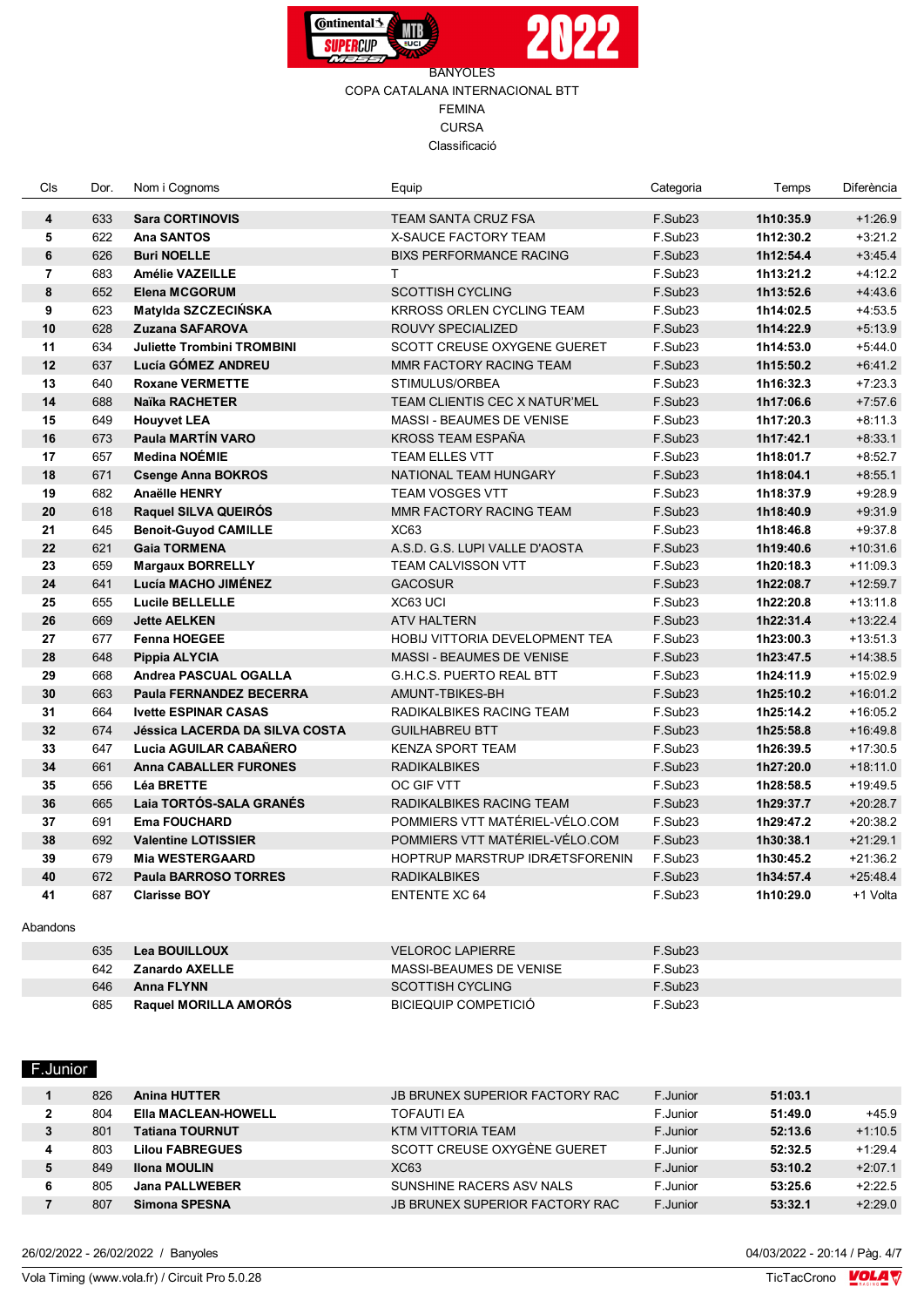BANYOLES
COPA CATALANA INTERNACIONAL BTT
FEMINA
CURSA
Classificació

| Cls | Dor. | Nom i Cognoms | Equip | Categoria | Temps | Diferència |
|---|---|---|---|---|---|---|
| 4 | 633 | **Sara CORTINOVIS** | TEAM SANTA CRUZ FSA | F.Sub23 | **1h10:35.9** | +1:26.9 |
| 5 | 622 | **Ana SANTOS** | X-SAUCE FACTORY TEAM | F.Sub23 | **1h12:30.2** | +3:21.2 |
| 6 | 626 | **Buri NOELLE** | BIXS PERFORMANCE RACING | F.Sub23 | **1h12:54.4** | +3:45.4 |
| 7 | 683 | **Amélie VAZEILLE** | T | F.Sub23 | **1h13:21.2** | +4:12.2 |
| 8 | 652 | **Elena MCGORUM** | SCOTTISH CYCLING | F.Sub23 | **1h13:52.6** | +4:43.6 |
| 9 | 623 | **Matylda SZCZECIŃSKA** | KRROSS ORLEN CYCLING TEAM | F.Sub23 | **1h14:02.5** | +4:53.5 |
| 10 | 628 | **Zuzana SAFAROVA** | ROUVY SPECIALIZED | F.Sub23 | **1h14:22.9** | +5:13.9 |
| 11 | 634 | **Juliette Trombini TROMBINI** | SCOTT CREUSE OXYGENE GUERET | F.Sub23 | **1h14:53.0** | +5:44.0 |
| 12 | 637 | **Lucía GÓMEZ ANDREU** | MMR FACTORY RACING TEAM | F.Sub23 | **1h15:50.2** | +6:41.2 |
| 13 | 640 | **Roxane VERMETTE** | STIMULUS/ORBEA | F.Sub23 | **1h16:32.3** | +7:23.3 |
| 14 | 688 | **Naïka RACHETER** | TEAM CLIENTIS CEC X NATUR'MEL | F.Sub23 | **1h17:06.6** | +7:57.6 |
| 15 | 649 | **Houyvet LEA** | MASSI - BEAUMES DE VENISE | F.Sub23 | **1h17:20.3** | +8:11.3 |
| 16 | 673 | **Paula MARTÍN VARO** | KROSS TEAM ESPAÑA | F.Sub23 | **1h17:42.1** | +8:33.1 |
| 17 | 657 | **Medina NOÉMIE** | TEAM ELLES VTT | F.Sub23 | **1h18:01.7** | +8:52.7 |
| 18 | 671 | **Csenge Anna BOKROS** | NATIONAL TEAM HUNGARY | F.Sub23 | **1h18:04.1** | +8:55.1 |
| 19 | 682 | **Anaëlle HENRY** | TEAM VOSGES VTT | F.Sub23 | **1h18:37.9** | +9:28.9 |
| 20 | 618 | **Raquel SILVA QUEIRÓS** | MMR FACTORY RACING TEAM | F.Sub23 | **1h18:40.9** | +9:31.9 |
| 21 | 645 | **Benoit-Guyod CAMILLE** | XC63 | F.Sub23 | **1h18:46.8** | +9:37.8 |
| 22 | 621 | **Gaia TORMENA** | A.S.D. G.S. LUPI VALLE D'AOSTA | F.Sub23 | **1h19:40.6** | +10:31.6 |
| 23 | 659 | **Margaux BORRELLY** | TEAM CALVISSON VTT | F.Sub23 | **1h20:18.3** | +11:09.3 |
| 24 | 641 | **Lucía MACHO JIMÉNEZ** | GACOSUR | F.Sub23 | **1h22:08.7** | +12:59.7 |
| 25 | 655 | **Lucile BELLELLE** | XC63 UCI | F.Sub23 | **1h22:20.8** | +13:11.8 |
| 26 | 669 | **Jette AELKEN** | ATV HALTERN | F.Sub23 | **1h22:31.4** | +13:22.4 |
| 27 | 677 | **Fenna HOEGEE** | HOBIJ VITTORIA DEVELOPMENT TEA | F.Sub23 | **1h23:00.3** | +13:51.3 |
| 28 | 648 | **Pippia ALYCIA** | MASSI - BEAUMES DE VENISE | F.Sub23 | **1h23:47.5** | +14:38.5 |
| 29 | 668 | **Andrea PASCUAL OGALLA** | G.H.C.S. PUERTO REAL BTT | F.Sub23 | **1h24:11.9** | +15:02.9 |
| 30 | 663 | **Paula FERNANDEZ BECERRA** | AMUNT-TBIKES-BH | F.Sub23 | **1h25:10.2** | +16:01.2 |
| 31 | 664 | **Ivette ESPINAR CASAS** | RADIKALBIKES RACING TEAM | F.Sub23 | **1h25:14.2** | +16:05.2 |
| 32 | 674 | **Jéssica LACERDA DA SILVA COSTA** | GUILHABREU BTT | F.Sub23 | **1h25:58.8** | +16:49.8 |
| 33 | 647 | **Lucia AGUILAR CABAÑERO** | KENZA SPORT TEAM | F.Sub23 | **1h26:39.5** | +17:30.5 |
| 34 | 661 | **Anna CABALLER FURONES** | RADIKALBIKES | F.Sub23 | **1h27:20.0** | +18:11.0 |
| 35 | 656 | **Léa BRETTE** | OC GIF VTT | F.Sub23 | **1h28:58.5** | +19:49.5 |
| 36 | 665 | **Laia TORTÓS-SALA GRANÉS** | RADIKALBIKES RACING TEAM | F.Sub23 | **1h29:37.7** | +20:28.7 |
| 37 | 691 | **Ema FOUCHARD** | POMMIERS VTT MATÉRIEL-VÉLO.COM | F.Sub23 | **1h29:47.2** | +20:38.2 |
| 38 | 692 | **Valentine LOTISSIER** | POMMIERS VTT MATÉRIEL-VÉLO.COM | F.Sub23 | **1h30:38.1** | +21:29.1 |
| 39 | 679 | **Mia WESTERGAARD** | HOPTRUP MARSTRUP IDRÆTSFORENIN | F.Sub23 | **1h30:45.2** | +21:36.2 |
| 40 | 672 | **Paula BARROSO TORRES** | RADIKALBIKES | F.Sub23 | **1h34:57.4** | +25:48.4 |
| 41 | 687 | **Clarisse BOY** | ENTENTE XC 64 | F.Sub23 | **1h10:29.0** | +1 Volta |

Abandons

| Cls | Dor. | Nom i Cognoms | Equip | Categoria | Temps | Diferència |
|---|---|---|---|---|---|---|
| | 635 | **Lea BOUILLOUX** | VELOROC LAPIERRE | F.Sub23 | | |
| | 642 | **Zanardo AXELLE** | MASSI-BEAUMES DE VENISE | F.Sub23 | | |
| | 646 | **Anna FLYNN** | SCOTTISH CYCLING | F.Sub23 | | |
| | 685 | **Raquel MORILLA AMORÓS** | BICIEQUIP COMPETICIÓ | F.Sub23 | | |

## F.Junior

| Cls | Dor. | Nom i Cognoms | Equip | Categoria | Temps | Diferència |
|---|---|---|---|---|---|---|
| 1 | 826 | **Anina HUTTER** | JB BRUNEX SUPERIOR FACTORY RAC | F.Junior | **51:03.1** | |
| 2 | 804 | **Ella MACLEAN-HOWELL** | TOFAUTI EA | F.Junior | **51:49.0** | +45.9 |
| 3 | 801 | **Tatiana TOURNUT** | KTM VITTORIA TEAM | F.Junior | **52:13.6** | +1:10.5 |
| 4 | 803 | **Lilou FABREGUES** | SCOTT CREUSE OXYGÈNE GUERET | F.Junior | **52:32.5** | +1:29.4 |
| 5 | 849 | **Ilona MOULIN** | XC63 | F.Junior | **53:10.2** | +2:07.1 |
| 6 | 805 | **Jana PALLWEBER** | SUNSHINE RACERS ASV NALS | F.Junior | **53:25.6** | +2:22.5 |
| 7 | 807 | **Simona SPESNA** | JB BRUNEX SUPERIOR FACTORY RAC | F.Junior | **53:32.1** | +2:29.0 |

26/02/2022 - 26/02/2022 / Banyoles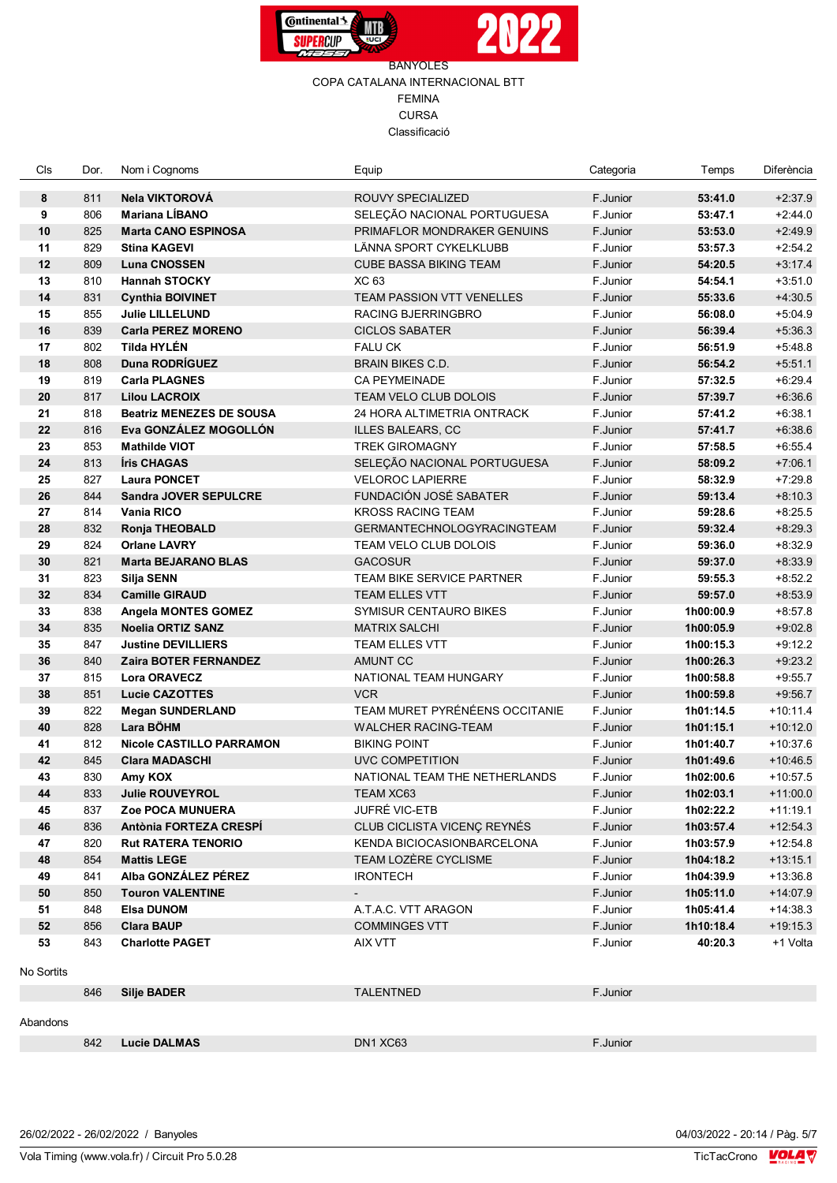BANYOLES

COPA CATALANA INTERNACIONAL BTT

FEMINA

CURSA

Classificació

| Cls | Dor. | Nom i Cognoms | Equip | Categoria | Temps | Diferència |
|---|---|---|---|---|---|---|
| **8** | 811 | **Nela VIKTOROVÁ** | ROUVY SPECIALIZED | F.Junior | **53:41.0** | +2:37.9 |
| **9** | 806 | **Mariana LÍBANO** | SELEÇÃO NACIONAL PORTUGUESA | F.Junior | **53:47.1** | +2:44.0 |
| **10** | 825 | **Marta CANO ESPINOSA** | PRIMAFLOR MONDRAKER GENUINS | F.Junior | **53:53.0** | +2:49.9 |
| **11** | 829 | **Stina KAGEVI** | LÄNNA SPORT CYKELKLUBB | F.Junior | **53:57.3** | +2:54.2 |
| **12** | 809 | **Luna CNOSSEN** | CUBE BASSA BIKING TEAM | F.Junior | **54:20.5** | +3:17.4 |
| **13** | 810 | **Hannah STOCKY** | XC 63 | F.Junior | **54:54.1** | +3:51.0 |
| **14** | 831 | **Cynthia BOIVINET** | TEAM PASSION VTT VENELLES | F.Junior | **55:33.6** | +4:30.5 |
| **15** | 855 | **Julie LILLELUND** | RACING BJERRINGBRO | F.Junior | **56:08.0** | +5:04.9 |
| **16** | 839 | **Carla PEREZ MORENO** | CICLOS SABATER | F.Junior | **56:39.4** | +5:36.3 |
| **17** | 802 | **Tilda HYLÉN** | FALU CK | F.Junior | **56:51.9** | +5:48.8 |
| **18** | 808 | **Duna RODRÍGUEZ** | BRAIN BIKES C.D. | F.Junior | **56:54.2** | +5:51.1 |
| **19** | 819 | **Carla PLAGNES** | CA PEYMEINADE | F.Junior | **57:32.5** | +6:29.4 |
| **20** | 817 | **Lilou LACROIX** | TEAM VELO CLUB DOLOIS | F.Junior | **57:39.7** | +6:36.6 |
| **21** | 818 | **Beatriz MENEZES DE SOUSA** | 24 HORA ALTIMETRIA ONTRACK | F.Junior | **57:41.2** | +6:38.1 |
| **22** | 816 | **Eva GONZÁLEZ MOGOLLÓN** | ILLES BALEARS, CC | F.Junior | **57:41.7** | +6:38.6 |
| **23** | 853 | **Mathilde VIOT** | TREK GIROMAGNY | F.Junior | **57:58.5** | +6:55.4 |
| **24** | 813 | **Íris CHAGAS** | SELEÇÃO NACIONAL PORTUGUESA | F.Junior | **58:09.2** | +7:06.1 |
| **25** | 827 | **Laura PONCET** | VELOROC LAPIERRE | F.Junior | **58:32.9** | +7:29.8 |
| **26** | 844 | **Sandra JOVER SEPULCRE** | FUNDACIÓN JOSÉ SABATER | F.Junior | **59:13.4** | +8:10.3 |
| **27** | 814 | **Vania RICO** | KROSS RACING TEAM | F.Junior | **59:28.6** | +8:25.5 |
| **28** | 832 | **Ronja THEOBALD** | GERMANTECHNOLOGYRACINGTEAM | F.Junior | **59:32.4** | +8:29.3 |
| **29** | 824 | **Orlane LAVRY** | TEAM VELO CLUB DOLOIS | F.Junior | **59:36.0** | +8:32.9 |
| **30** | 821 | **Marta BEJARANO BLAS** | GACOSUR | F.Junior | **59:37.0** | +8:33.9 |
| **31** | 823 | **Silja SENN** | TEAM BIKE SERVICE PARTNER | F.Junior | **59:55.3** | +8:52.2 |
| **32** | 834 | **Camille GIRAUD** | TEAM ELLES VTT | F.Junior | **59:57.0** | +8:53.9 |
| **33** | 838 | **Angela MONTES GOMEZ** | SYMISUR CENTAURO BIKES | F.Junior | **1h00:00.9** | +8:57.8 |
| **34** | 835 | **Noelia ORTIZ SANZ** | MATRIX SALCHI | F.Junior | **1h00:05.9** | +9:02.8 |
| **35** | 847 | **Justine DEVILLERS** | TEAM ELLES VTT | F.Junior | **1h00:15.3** | +9:12.2 |
| **36** | 840 | **Zaira BOTER FERNANDEZ** | AMUNT CC | F.Junior | **1h00:26.3** | +9:23.2 |
| **37** | 815 | **Lora ORAVECZ** | NATIONAL TEAM HUNGARY | F.Junior | **1h00:58.8** | +9:55.7 |
| **38** | 851 | **Lucie CAZOTTES** | VCR | F.Junior | **1h00:59.8** | +9:56.7 |
| **39** | 822 | **Megan SUNDERLAND** | TEAM MURET PYRÉNÉENS OCCITANIE | F.Junior | **1h01:14.5** | +10:11.4 |
| **40** | 828 | **Lara BÖHM** | WALCHER RACING-TEAM | F.Junior | **1h01:15.1** | +10:12.0 |
| **41** | 812 | **Nicole CASTILLO PARRAMON** | BIKING POINT | F.Junior | **1h01:40.7** | +10:37.6 |
| **42** | 845 | **Clara MADASCHI** | UVC COMPETITION | F.Junior | **1h01:49.6** | +10:46.5 |
| **43** | 830 | **Amy KOX** | NATIONAL TEAM THE NETHERLANDS | F.Junior | **1h02:00.6** | +10:57.5 |
| **44** | 833 | **Julie ROUVEYROL** | TEAM XC63 | F.Junior | **1h02:03.1** | +11:00.0 |
| **45** | 837 | **Zoe POCA MUNUERA** | JUFRÉ VIC-ETB | F.Junior | **1h02:22.2** | +11:19.1 |
| **46** | 836 | **Antònia FORTEZA CRESPÍ** | CLUB CICLISTA VICENÇ REYNÉS | F.Junior | **1h03:57.4** | +12:54.3 |
| **47** | 820 | **Rut RATERA TENORIO** | KENDA BICIOCASIONBARCELONA | F.Junior | **1h03:57.9** | +12:54.8 |
| **48** | 854 | **Mattis LEGE** | TEAM LOZÈRE CYCLISME | F.Junior | **1h04:18.2** | +13:15.1 |
| **49** | 841 | **Alba GONZÁLEZ PÉREZ** | IRONTECH | F.Junior | **1h04:39.9** | +13:36.8 |
| **50** | 850 | **Touron VALENTINE** | - | F.Junior | **1h05:11.0** | +14:07.9 |
| **51** | 848 | **Elsa DUNOM** | A.T.A.C. VTT ARAGON | F.Junior | **1h05:41.4** | +14:38.3 |
| **52** | 856 | **Clara BAUP** | COMMINGES VTT | F.Junior | **1h10:18.4** | +19:15.3 |
| **53** | 843 | **Charlotte PAGET** | AIX VTT | F.Junior | **40:20.3** | +1 Volta |

No Sortits

| Cls | Dor. | Nom i Cognoms | Equip | Categoria | Temps | Diferència |
|---|---|---|---|---|---|---|
| | 846 | **Silje BADER** | TALENTNED | F.Junior | | |

Abandons

| Cls | Dor. | Nom i Cognoms | Equip | Categoria | Temps | Diferència |
|---|---|---|---|---|---|---|
| | 842 | **Lucie DALMAS** | DN1 XC63 | F.Junior | | |

26/02/2022 - 26/02/2022 / Banyoles

04/03/2022 - 20:14

Vola Timing (www.vola.fr) / Circuit Pro 5.0.28

TicTacCrono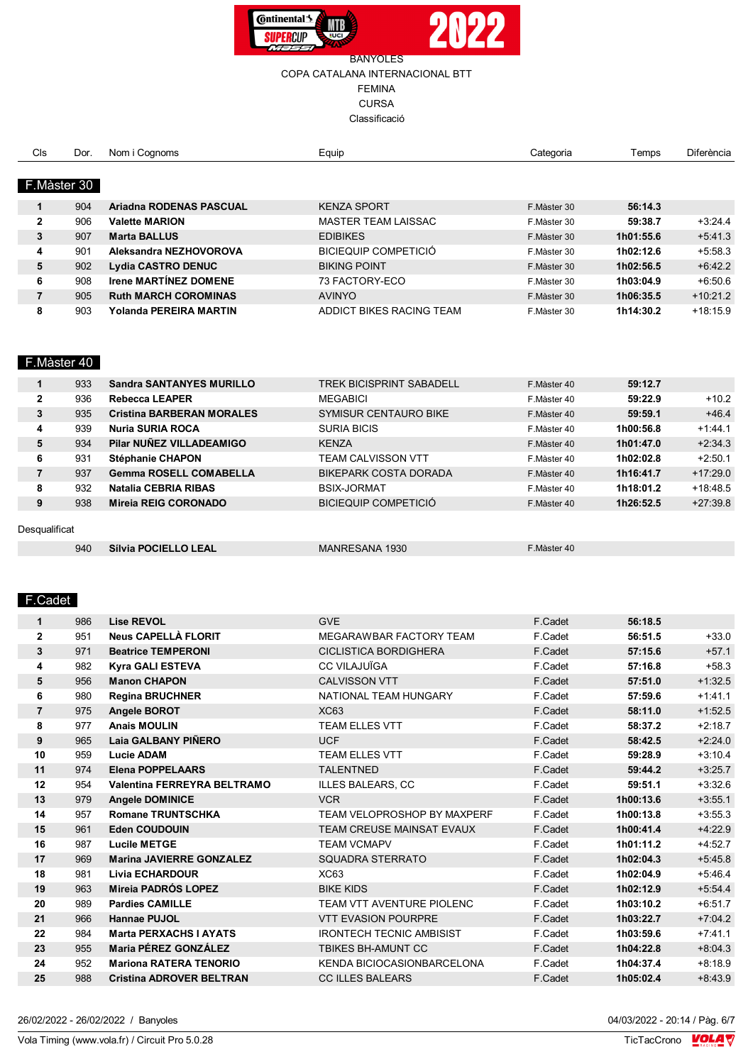BANYOLES

COPA CATALANA INTERNACIONAL BTT

FEMINA

CURSA

Classificació

## F.Màster 30

| Cls | Dor. | Nom i Cognoms | Equip | Categoria | Temps | Diferència |
|---|---|---|---|---|---|---|
| 1 | 904 | **Ariadna RODENAS PASCUAL** | KENZA SPORT | F.Màster 30 | **56:14.3** | |
| 2 | 906 | **Valette MARION** | MASTER TEAM LAISSAC | F.Màster 30 | **59:38.7** | +3:24.4 |
| 3 | 907 | **Marta BALLUS** | EDIBIKES | F.Màster 30 | **1h01:55.6** | +5:41.3 |
| 4 | 901 | **Aleksandra NEZHOVOROVA** | BICIEQUIP COMPETICIÓ | F.Màster 30 | **1h02:12.6** | +5:58.3 |
| 5 | 902 | **Lydia CASTRO DENUC** | BIKING POINT | F.Màster 30 | **1h02:56.5** | +6:42.2 |
| 6 | 908 | **Irene MARTÍNEZ DOMENE** | 73 FACTORY-ECO | F.Màster 30 | **1h03:04.9** | +6:50.6 |
| 7 | 905 | **Ruth MARCH COROMINAS** | AVINYO | F.Màster 30 | **1h06:35.5** | +10:21.2 |
| 8 | 903 | **Yolanda PEREIRA MARTIN** | ADDICT BIKES RACING TEAM | F.Màster 30 | **1h14:30.2** | +18:15.9 |

## F.Màster 40

| Cls | Dor. | Nom i Cognoms | Equip | Categoria | Temps | Diferència |
|---|---|---|---|---|---|---|
| 1 | 933 | **Sandra SANTANYES MURILLO** | TREK BICISPRINT SABADELL | F.Màster 40 | **59:12.7** | |
| 2 | 936 | **Rebecca LEAPER** | MEGABICI | F.Màster 40 | **59:22.9** | +10.2 |
| 3 | 935 | **Cristina BARBERAN MORALES** | SYMISUR CENTAURO BIKE | F.Màster 40 | **59:59.1** | +46.4 |
| 4 | 939 | **Nuria SURIA ROCA** | SURIA BICIS | F.Màster 40 | **1h00:56.8** | +1:44.1 |
| 5 | 934 | **Pilar NUÑEZ VILLADEAMIGO** | KENZA | F.Màster 40 | **1h01:47.0** | +2:34.3 |
| 6 | 931 | **Stéphanie CHAPON** | TEAM CALVISSON VTT | F.Màster 40 | **1h02:02.8** | +2:50.1 |
| 7 | 937 | **Gemma ROSELL COMABELLA** | BIKEPARK COSTA DORADA | F.Màster 40 | **1h16:41.7** | +17:29.0 |
| 8 | 932 | **Natalia CEBRIA RIBAS** | BSIX-JORMAT | F.Màster 40 | **1h18:01.2** | +18:48.5 |
| 9 | 938 | **Mireia REIG CORONADO** | BICIEQUIP COMPETICIÓ | F.Màster 40 | **1h26:52.5** | +27:39.8 |

Desqualificat

| Cls | Dor. | Nom i Cognoms | Equip | Categoria | Temps | Diferència |
|---|---|---|---|---|---|---|
| | 940 | **Sílvia POCIELLO LEAL** | MANRESANA 1930 | F.Màster 40 | | |

## F.Cadet

| Cls | Dor. | Nom i Cognoms | Equip | Categoria | Temps | Diferència |
|---|---|---|---|---|---|---|
| 1 | 986 | **Lise REVOL** | GVE | F.Cadet | **56:18.5** | |
| 2 | 951 | **Neus CAPELLÀ FLORIT** | MEGARAWBAR FACTORY TEAM | F.Cadet | **56:51.5** | +33.0 |
| 3 | 971 | **Beatrice TEMPERONI** | CICLISTICA BORDIGHERA | F.Cadet | **57:15.6** | +57.1 |
| 4 | 982 | **Kyra GALI ESTEVA** | CC VILAJUÏGA | F.Cadet | **57:16.8** | +58.3 |
| 5 | 956 | **Manon CHAPON** | CALVISSON VTT | F.Cadet | **57:51.0** | +1:32.5 |
| 6 | 980 | **Regina BRUCHNER** | NATIONAL TEAM HUNGARY | F.Cadet | **57:59.6** | +1:41.1 |
| 7 | 975 | **Angele BOROT** | XC63 | F.Cadet | **58:11.0** | +1:52.5 |
| 8 | 977 | **Anais MOULIN** | TEAM ELLES VTT | F.Cadet | **58:37.2** | +2:18.7 |
| 9 | 965 | **Laia GALBANY PIÑERO** | UCF | F.Cadet | **58:42.5** | +2:24.0 |
| 10 | 959 | **Lucie ADAM** | TEAM ELLES VTT | F.Cadet | **59:28.9** | +3:10.4 |
| 11 | 974 | **Elena POPPELAARS** | TALENTNED | F.Cadet | **59:44.2** | +3:25.7 |
| 12 | 954 | **Valentina FERREYRA BELTRAMO** | ILLES BALEARS, CC | F.Cadet | **59:51.1** | +3:32.6 |
| 13 | 979 | **Angele DOMINICE** | VCR | F.Cadet | **1h00:13.6** | +3:55.1 |
| 14 | 957 | **Romane TRUNTSCHKA** | TEAM VELOPROSHOP BY MAXPERF | F.Cadet | **1h00:13.8** | +3:55.3 |
| 15 | 961 | **Eden COUDOUIN** | TEAM CREUSE MAINSAT EVAUX | F.Cadet | **1h00:41.4** | +4:22.9 |
| 16 | 987 | **Lucile METGE** | TEAM VCMAPV | F.Cadet | **1h01:11.2** | +4:52.7 |
| 17 | 969 | **Marina JAVIERRE GONZALEZ** | SQUADRA STERRATO | F.Cadet | **1h02:04.3** | +5:45.8 |
| 18 | 981 | **Livia ECHARDOUR** | XC63 | F.Cadet | **1h02:04.9** | +5:46.4 |
| 19 | 963 | **Mireia PADRÓS LOPEZ** | BIKE KIDS | F.Cadet | **1h02:12.9** | +5:54.4 |
| 20 | 989 | **Pardies CAMILLE** | TEAM VTT AVENTURE PIOLENC | F.Cadet | **1h03:10.2** | +6:51.7 |
| 21 | 966 | **Hannae PUJOL** | VTT EVASION POURPRE | F.Cadet | **1h03:22.7** | +7:04.2 |
| 22 | 984 | **Marta PERXACHS I AYATS** | IRONTECH TECNIC AMBISIST | F.Cadet | **1h03:59.6** | +7:41.1 |
| 23 | 955 | **Maria PÉREZ GONZÁLEZ** | TBIKES BH-AMUNT CC | F.Cadet | **1h04:22.8** | +8:04.3 |
| 24 | 952 | **Mariona RATERA TENORIO** | KENDA BICIOCASIONBARCELONA | F.Cadet | **1h04:37.4** | +8:18.9 |
| 25 | 988 | **Cristina ADROVER BELTRAN** | CC ILLES BALEARS | F.Cadet | **1h05:02.4** | +8:43.9 |

26/02/2022 - 26/02/2022 / Banyoles

Vola Timing (www.vola.fr) / Circuit Pro 5.0.28

04/03/2022 - 20:14

TicTacCrono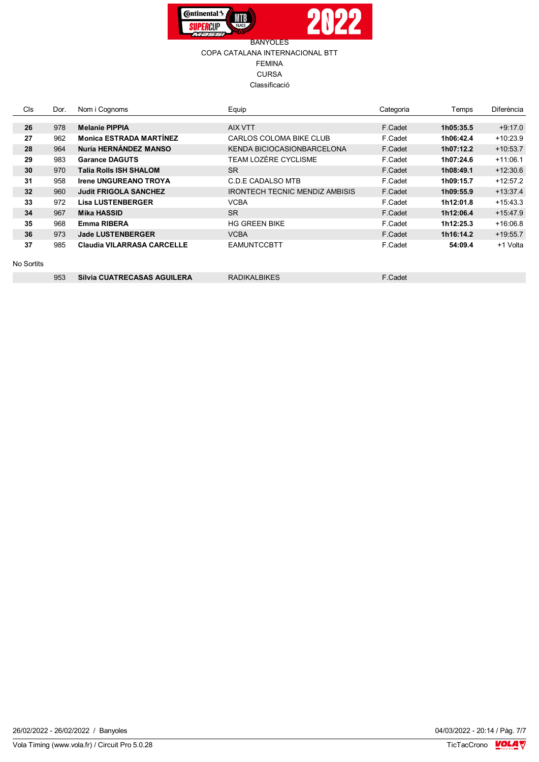BANYOLES

COPA CATALANA INTERNACIONAL BTT

FEMINA

CURSA

Classificació

| Cls | Dor. | Nom i Cognoms | Equip | Categoria | Temps | Diferència |
|---|---|---|---|---|---|---|
| **26** | 978 | **Melanie PIPPIA** | AIX VTT | F.Cadet | **1h05:35.5** | +9:17.0 |
| **27** | 962 | **Monica ESTRADA MARTÍNEZ** | CARLOS COLOMA BIKE CLUB | F.Cadet | **1h06:42.4** | +10:23.9 |
| **28** | 964 | **Nuria HERNÁNDEZ MANSO** | KENDA BICIOCASIONBARCELONA | F.Cadet | **1h07:12.2** | +10:53.7 |
| **29** | 983 | **Garance DAGUTS** | TEAM LOZÈRE CYCLISME | F.Cadet | **1h07:24.6** | +11:06.1 |
| **30** | 970 | **Talia Rolls ISH SHALOM** | SR | F.Cadet | **1h08:49.1** | +12:30.6 |
| **31** | 958 | **Irene UNGUREANO TROYA** | C.D.E CADALSO MTB | F.Cadet | **1h09:15.7** | +12:57.2 |
| **32** | 960 | **Judit FRIGOLA SANCHEZ** | IRONTECH TECNIC MENDIZ AMBISIS | F.Cadet | **1h09:55.9** | +13:37.4 |
| **33** | 972 | **Lisa LUSTENBERGER** | VCBA | F.Cadet | **1h12:01.8** | +15:43.3 |
| **34** | 967 | **Mika HASSID** | SR | F.Cadet | **1h12:06.4** | +15:47.9 |
| **35** | 968 | **Emma RIBERA** | HG GREEN BIKE | F.Cadet | **1h12:25.3** | +16:06.8 |
| **36** | 973 | **Jade LUSTENBERGER** | VCBA | F.Cadet | **1h16:14.2** | +19:55.7 |
| **37** | 985 | **Claudia VILARRASA CARCELLE** | EAMUNTCCBTT | F.Cadet | **54:09.4** | +1 Volta |

No Sortits

| Cls | Dor. | Nom i Cognoms | Equip | Categoria | Temps | Diferència |
|---|---|---|---|---|---|---|
| | 953 | **Sílvia CUATRECASAS AGUILERA** | RADIKALBIKES | F.Cadet | | |

26/02/2022 - 26/02/2022 / Banyoles

04/03/2022 - 20:14 / Pàg. 7/7

Vola Timing (www.vola.fr) / Circuit Pro 5.0.28

TicTacCrono